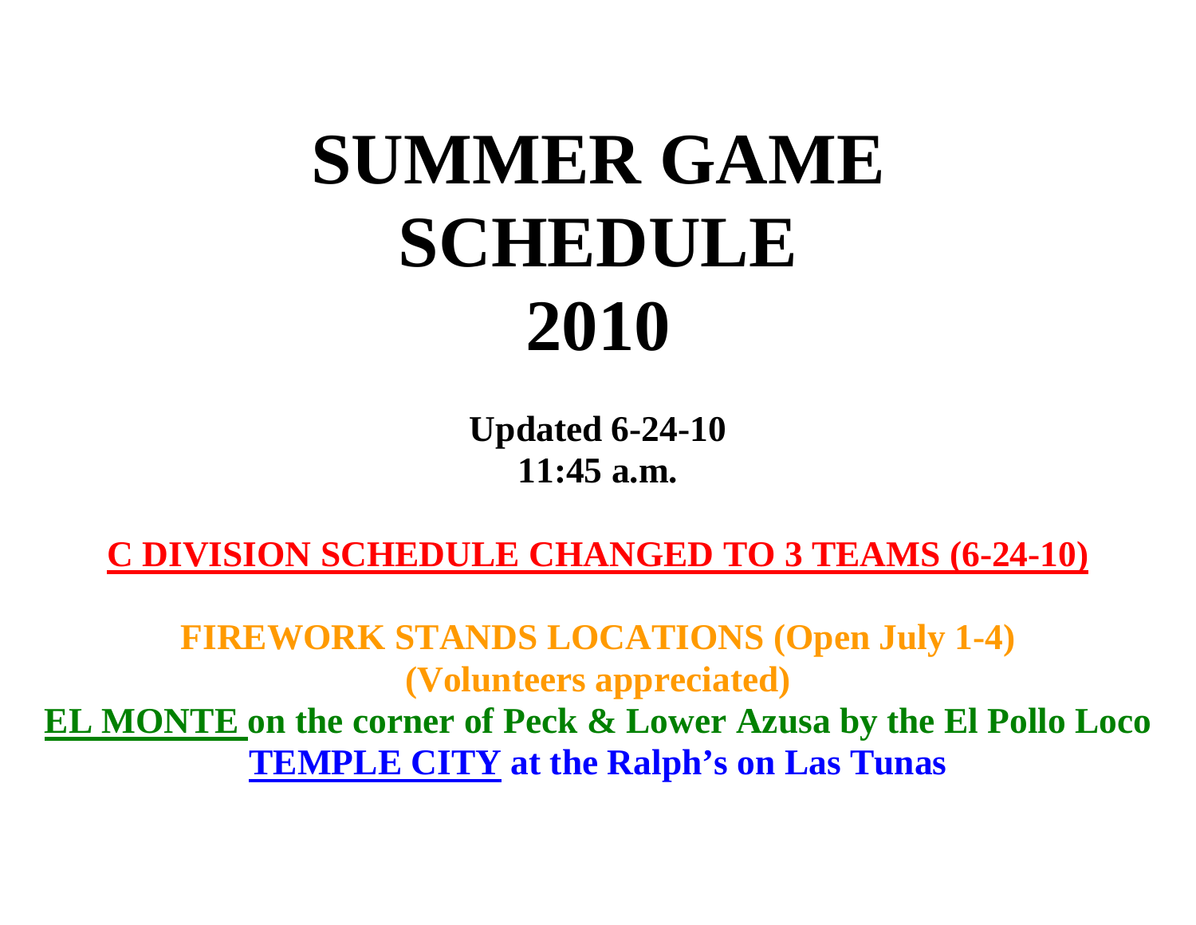# SUMMER GAME SCHEDULE 2010

**Updated 6-24-10**
**11:45 a.m.**

**C DIVISION SCHEDULE CHANGED TO 3 TEAMS (6-24-10)**

**FIREWORK STANDS LOCATIONS (Open July 1-4)**
**(Volunteers appreciated)**

**EL MONTE on the corner of Peck & Lower Azusa by the El Pollo Loco**
**TEMPLE CITY at the Ralph's on Las Tunas**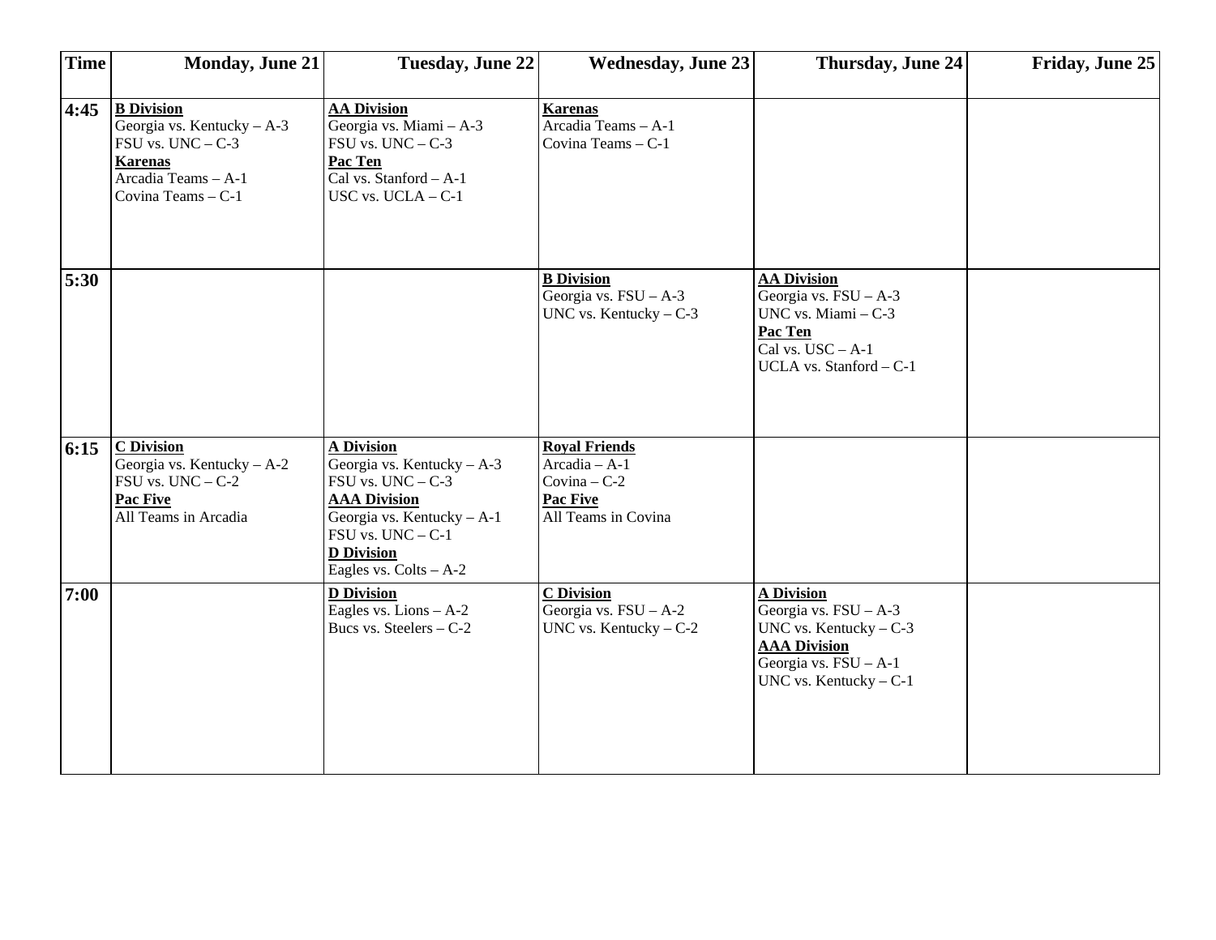| Time | Monday, June 21 | Tuesday, June 22 | Wednesday, June 23 | Thursday, June 24 | Friday, June 25 |
|---|---|---|---|---|---|
| 4:45 | **B Division**<br>Georgia vs. Kentucky – A-3<br>FSU vs. UNC – C-3<br>**Karenas**<br>Arcadia Teams – A-1<br>Covina Teams – C-1 | **AA Division**<br>Georgia vs. Miami – A-3<br>FSU vs. UNC – C-3<br>**Pac Ten**<br>Cal vs. Stanford – A-1<br>USC vs. UCLA – C-1 | **Karenas**<br>Arcadia Teams – A-1<br>Covina Teams – C-1 | | |
| 5:30 | | | **B Division**<br>Georgia vs. FSU – A-3<br>UNC vs. Kentucky – C-3 | **AA Division**<br>Georgia vs. FSU – A-3<br>UNC vs. Miami – C-3<br>**Pac Ten**<br>Cal vs. USC – A-1<br>UCLA vs. Stanford – C-1 | |
| 6:15 | **C Division**<br>Georgia vs. Kentucky – A-2<br>FSU vs. UNC – C-2<br>**Pac Five**<br>All Teams in Arcadia | **A Division**<br>Georgia vs. Kentucky – A-3<br>FSU vs. UNC – C-3<br>**AAA Division**<br>Georgia vs. Kentucky – A-1<br>FSU vs. UNC – C-1<br>**D Division**<br>Eagles vs. Colts – A-2 | **Royal Friends**<br>Arcadia – A-1<br>Covina – C-2<br>**Pac Five**<br>All Teams in Covina | | |
| 7:00 | | **D Division**<br>Eagles vs. Lions – A-2<br>Bucs vs. Steelers – C-2 | **C Division**<br>Georgia vs. FSU – A-2<br>UNC vs. Kentucky – C-2 | **A Division**<br>Georgia vs. FSU – A-3<br>UNC vs. Kentucky – C-3<br>**AAA Division**<br>Georgia vs. FSU – A-1<br>UNC vs. Kentucky – C-1 | |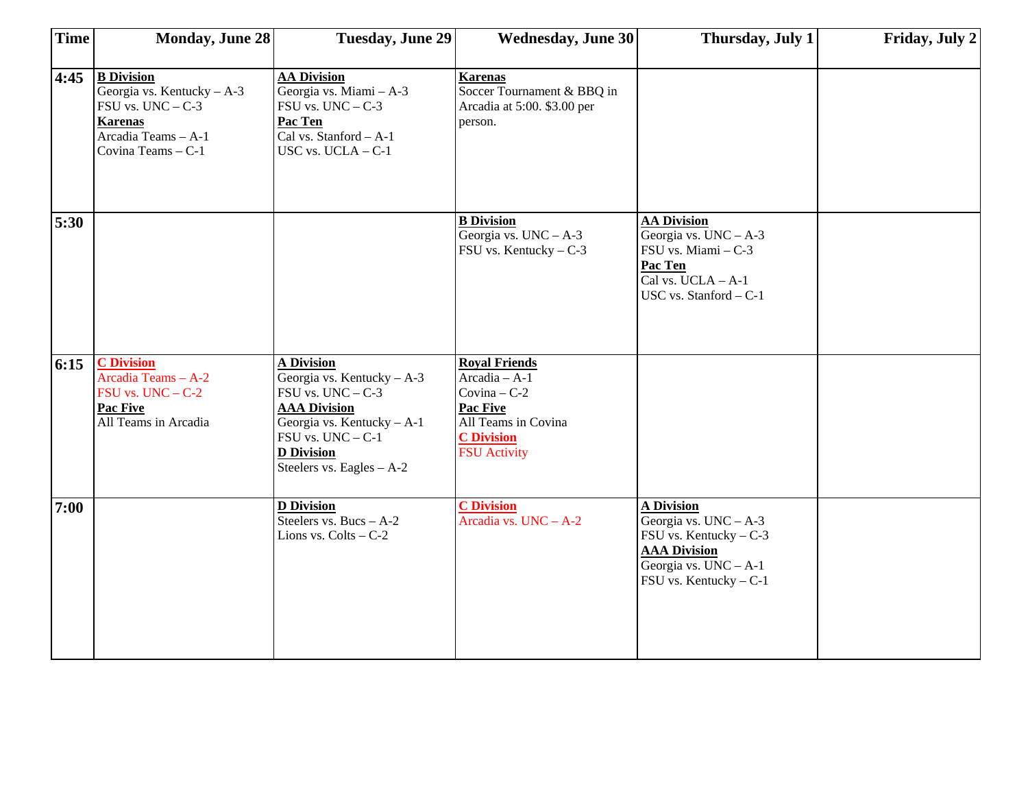| Time | Monday, June 28 | Tuesday, June 29 | Wednesday, June 30 | Thursday, July 1 | Friday, July 2 |
|---|---|---|---|---|---|
| 4:45 | **B Division**<br>Georgia vs. Kentucky – A-3<br>FSU vs. UNC – C-3<br>**Karenas**<br>Arcadia Teams – A-1<br>Covina Teams – C-1 | **AA Division**<br>Georgia vs. Miami – A-3<br>FSU vs. UNC – C-3<br>**Pac Ten**<br>Cal vs. Stanford – A-1<br>USC vs. UCLA – C-1 | **Karenas**<br>Soccer Tournament & BBQ in Arcadia at 5:00. $3.00 per person. | | |
| 5:30 | | | **B Division**<br>Georgia vs. UNC – A-3<br>FSU vs. Kentucky – C-3 | **AA Division**<br>Georgia vs. UNC – A-3<br>FSU vs. Miami – C-3<br>**Pac Ten**<br>Cal vs. UCLA – A-1<br>USC vs. Stanford – C-1 | |
| 6:15 | **C Division**<br>Arcadia Teams – A-2<br>FSU vs. UNC – C-2<br>**Pac Five**<br>All Teams in Arcadia | **A Division**<br>Georgia vs. Kentucky – A-3<br>FSU vs. UNC – C-3<br>**AAA Division**<br>Georgia vs. Kentucky – A-1<br>FSU vs. UNC – C-1<br>**D Division**<br>Steelers vs. Eagles – A-2 | **Royal Friends**<br>Arcadia – A-1<br>Covina – C-2<br>**Pac Five**<br>All Teams in Covina<br>**C Division**<br>FSU Activity | | |
| 7:00 | | **D Division**<br>Steelers vs. Bucs – A-2<br>Lions vs. Colts – C-2 | **C Division**<br>Arcadia vs. UNC – A-2 | **A Division**<br>Georgia vs. UNC – A-3<br>FSU vs. Kentucky – C-3<br>**AAA Division**<br>Georgia vs. UNC – A-1<br>FSU vs. Kentucky – C-1 | |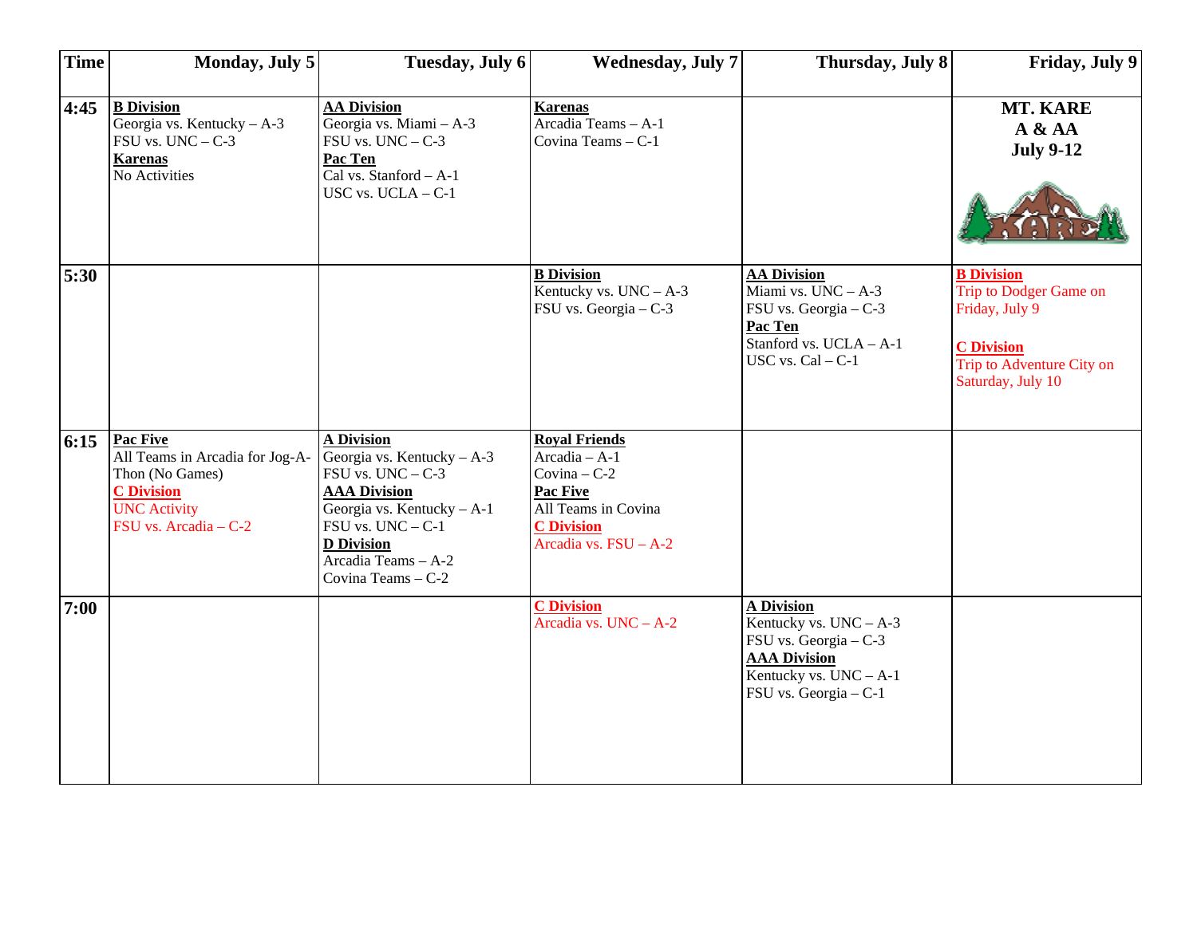| Time | Monday, July 5 | Tuesday, July 6 | Wednesday, July 7 | Thursday, July 8 | Friday, July 9 |
|---|---|---|---|---|---|
| 4:45 | **B Division**<br>Georgia vs. Kentucky – A-3<br>FSU vs. UNC – C-3<br>**Karenas**<br>No Activities | **AA Division**<br>Georgia vs. Miami – A-3<br>FSU vs. UNC – C-3<br>**Pac Ten**<br>Cal vs. Stanford – A-1<br>USC vs. UCLA – C-1 | **Karenas**<br>Arcadia Teams – A-1<br>Covina Teams – C-1 | | **MT. KARE**<br>**A & AA**<br>**July 9-12** |
| 5:30 | | | **B Division**<br>Kentucky vs. UNC – A-3<br>FSU vs. Georgia – C-3 | **AA Division**<br>Miami vs. UNC – A-3<br>FSU vs. Georgia – C-3<br>**Pac Ten**<br>Stanford vs. UCLA – A-1<br>USC vs. Cal – C-1 | **B Division**<br>Trip to Dodger Game on Friday, July 9<br><br>**C Division**<br>Trip to Adventure City on Saturday, July 10 |
| 6:15 | **Pac Five**<br>All Teams in Arcadia for Jog-A-Thon (No Games)<br>**C Division**<br>UNC Activity<br>FSU vs. Arcadia – C-2 | **A Division**<br>Georgia vs. Kentucky – A-3<br>FSU vs. UNC – C-3<br>**AAA Division**<br>Georgia vs. Kentucky – A-1<br>FSU vs. UNC – C-1<br>**D Division**<br>Arcadia Teams – A-2<br>Covina Teams – C-2 | **Royal Friends**<br>Arcadia – A-1<br>Covina – C-2<br>**Pac Five**<br>All Teams in Covina<br>**C Division**<br>Arcadia vs. FSU – A-2 | | |
| 7:00 | | | **C Division**<br>Arcadia vs. UNC – A-2 | **A Division**<br>Kentucky vs. UNC – A-3<br>FSU vs. Georgia – C-3<br>**AAA Division**<br>Kentucky vs. UNC – A-1<br>FSU vs. Georgia – C-1 | |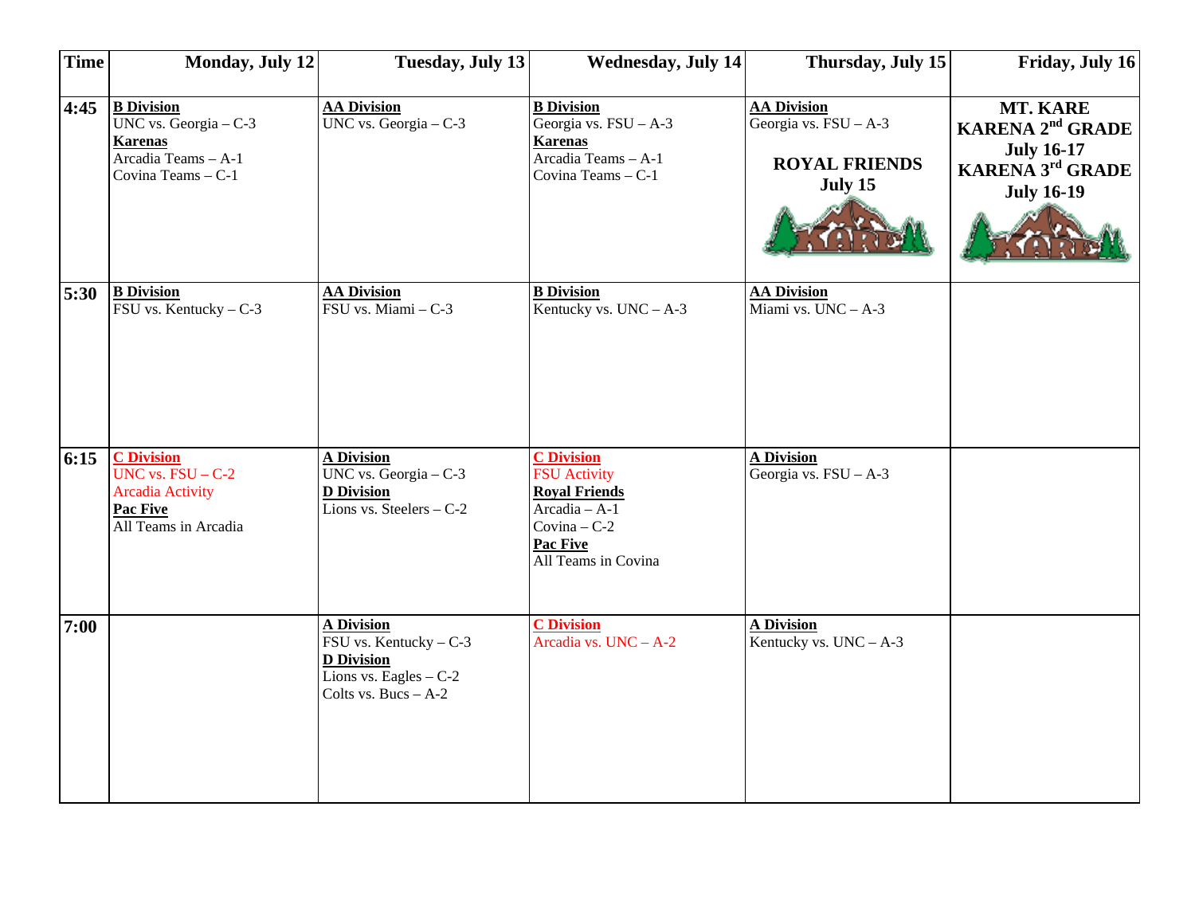| Time | Monday, July 12 | Tuesday, July 13 | Wednesday, July 14 | Thursday, July 15 | Friday, July 16 |
|---|---|---|---|---|---|
| 4:45 | **B Division**<br>UNC vs. Georgia – C-3<br>**Karenas**<br>Arcadia Teams – A-1<br>Covina Teams – C-1 | **AA Division**<br>UNC vs. Georgia – C-3 | **B Division**<br>Georgia vs. FSU – A-3<br>**Karenas**<br>Arcadia Teams – A-1<br>Covina Teams – C-1 | **AA Division**<br>Georgia vs. FSU – A-3<br><br>**ROYAL FRIENDS**<br>**July 15** | **MT. KARE**<br>**KARENA 2nd GRADE**<br>**July 16-17**<br>**KARENA 3rd GRADE**<br>**July 16-19** |
| 5:30 | **B Division**<br>FSU vs. Kentucky – C-3 | **AA Division**<br>FSU vs. Miami – C-3 | **B Division**<br>Kentucky vs. UNC – A-3 | **AA Division**<br>Miami vs. UNC – A-3 | |
| 6:15 | **C Division**<br>UNC vs. FSU – C-2<br>Arcadia Activity<br>**Pac Five**<br>All Teams in Arcadia | **A Division**<br>UNC vs. Georgia – C-3<br>**D Division**<br>Lions vs. Steelers – C-2 | **C Division**<br>FSU Activity<br>**Royal Friends**<br>Arcadia – A-1<br>Covina – C-2<br>**Pac Five**<br>All Teams in Covina | **A Division**<br>Georgia vs. FSU – A-3 | |
| 7:00 | | **A Division**<br>FSU vs. Kentucky – C-3<br>**D Division**<br>Lions vs. Eagles – C-2<br>Colts vs. Bucs – A-2 | **C Division**<br>Arcadia vs. UNC – A-2 | **A Division**<br>Kentucky vs. UNC – A-3 | |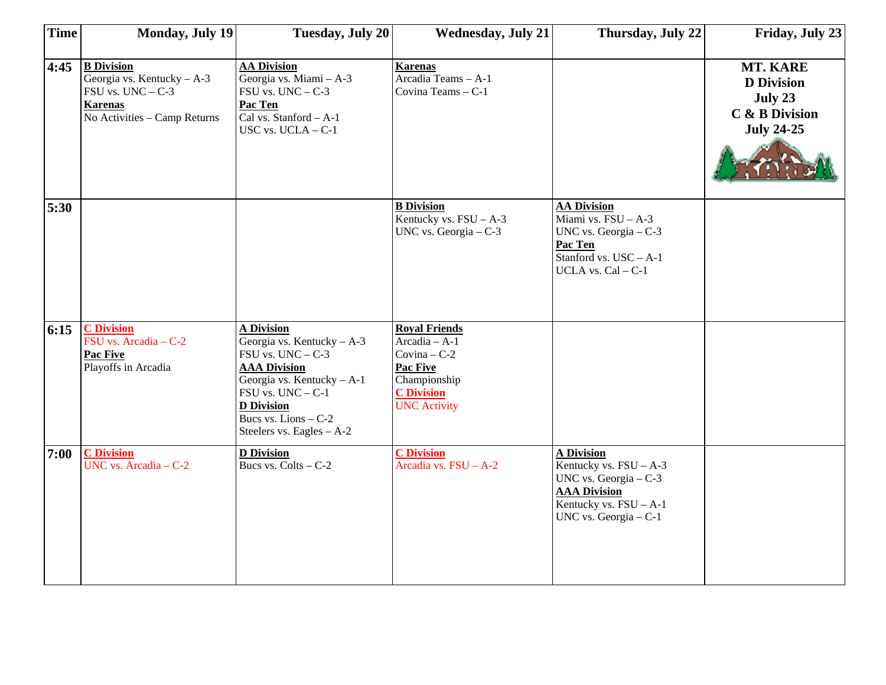| Time | Monday, July 19 | Tuesday, July 20 | Wednesday, July 21 | Thursday, July 22 | Friday, July 23 |
|---|---|---|---|---|---|
| 4:45 | **B Division**<br>Georgia vs. Kentucky – A-3<br>FSU vs. UNC – C-3<br>**Karenas**<br>No Activities – Camp Returns | **AA Division**<br>Georgia vs. Miami – A-3<br>FSU vs. UNC – C-3<br>**Pac Ten**<br>Cal vs. Stanford – A-1<br>USC vs. UCLA – C-1 | **Karenas**<br>Arcadia Teams – A-1<br>Covina Teams – C-1 | | **MT. KARE**<br>**D Division**<br>**July 23**<br>**C & B Division**<br>**July 24-25** |
| 5:30 | | | **B Division**<br>Kentucky vs. FSU – A-3<br>UNC vs. Georgia – C-3 | **AA Division**<br>Miami vs. FSU – A-3<br>UNC vs. Georgia – C-3<br>**Pac Ten**<br>Stanford vs. USC – A-1<br>UCLA vs. Cal – C-1 | |
| 6:15 | **C Division**<br>FSU vs. Arcadia – C-2<br>**Pac Five**<br>Playoffs in Arcadia | **A Division**<br>Georgia vs. Kentucky – A-3<br>FSU vs. UNC – C-3<br>**AAA Division**<br>Georgia vs. Kentucky – A-1<br>FSU vs. UNC – C-1<br>**D Division**<br>Bucs vs. Lions – C-2<br>Steelers vs. Eagles – A-2 | **Royal Friends**<br>Arcadia – A-1<br>Covina – C-2<br>**Pac Five**<br>Championship<br>**C Division**<br>UNC Activity | | |
| 7:00 | **C Division**<br>UNC vs. Arcadia – C-2 | **D Division**<br>Bucs vs. Colts – C-2 | **C Division**<br>Arcadia vs. FSU – A-2 | **A Division**<br>Kentucky vs. FSU – A-3<br>UNC vs. Georgia – C-3<br>**AAA Division**<br>Kentucky vs. FSU – A-1<br>UNC vs. Georgia – C-1 | |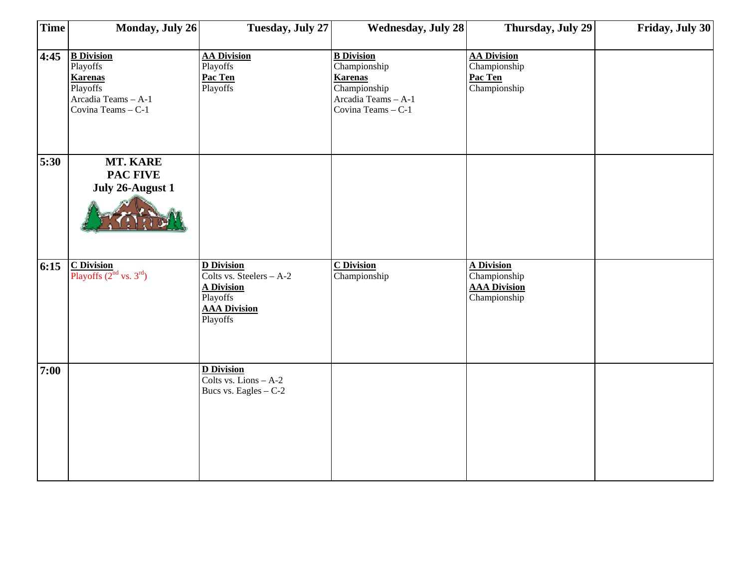| Time | Monday, July 26 | Tuesday, July 27 | Wednesday, July 28 | Thursday, July 29 | Friday, July 30 |
|---|---|---|---|---|---|
| 4:45 | **B Division**<br>Playoffs<br>**Karenas**<br>Playoffs<br>Arcadia Teams – A-1<br>Covina Teams – C-1 | **AA Division**<br>Playoffs<br>**Pac Ten**<br>Playoffs | **B Division**<br>Championship<br>**Karenas**<br>Championship<br>Arcadia Teams – A-1<br>Covina Teams – C-1 | **AA Division**<br>Championship<br>**Pac Ten**<br>Championship | |
| 5:30 | **MT. KARE**<br>**PAC FIVE**<br>**July 26-August 1** | | | | |
| 6:15 | **C Division**<br>Playoffs (2nd vs. 3rd) | **D Division**<br>Colts vs. Steelers – A-2<br>**A Division**<br>Playoffs<br>**AAA Division**<br>Playoffs | **C Division**<br>Championship | **A Division**<br>Championship<br>**AAA Division**<br>Championship | |
| 7:00 | | **D Division**<br>Colts vs. Lions – A-2<br>Bucs vs. Eagles – C-2 | | | |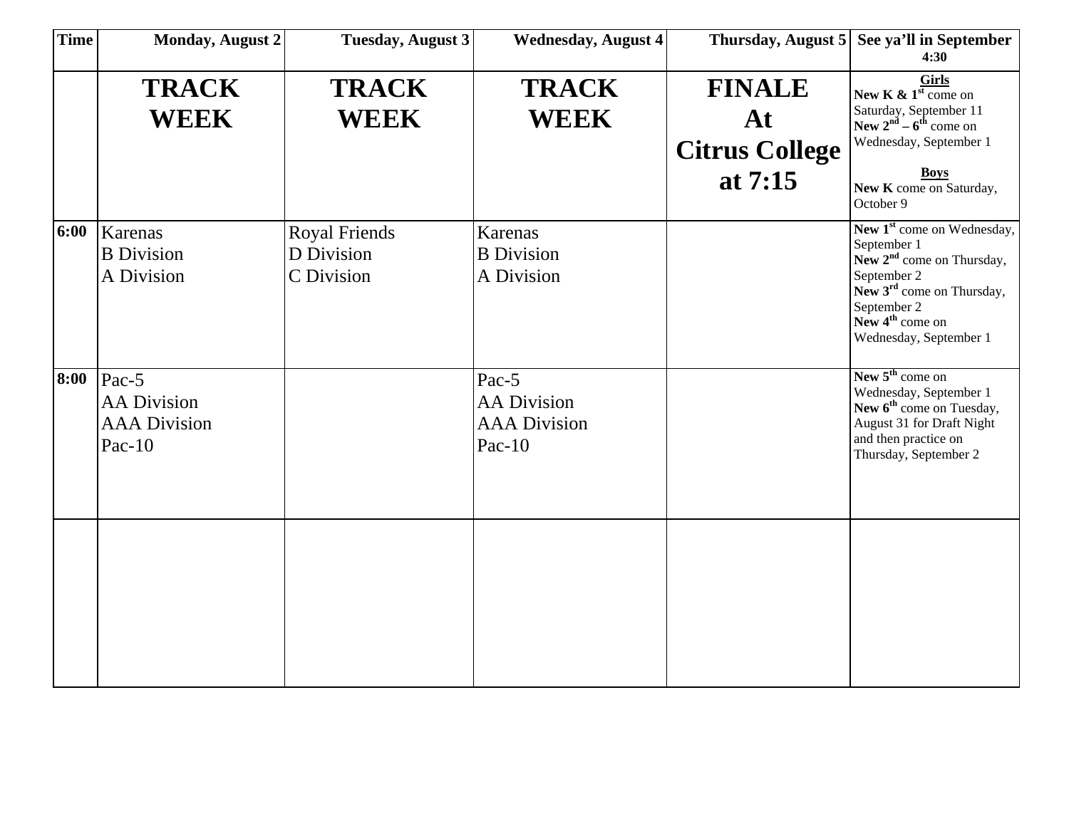| Time | Monday, August 2 | Tuesday, August 3 | Wednesday, August 4 | Thursday, August 5 | See ya'll in September 4:30 |
|---|---|---|---|---|---|
| | **TRACK WEEK** | **TRACK WEEK** | **TRACK WEEK** | **FINALE At Citrus College at 7:15** | **Girls** **New K & 1st** come on Saturday, September 11 **New 2nd – 6th** come on Wednesday, September 1 **Boys** **New K** come on Saturday, October 9 |
| **6:00** | Karenas B Division A Division | Royal Friends D Division C Division | Karenas B Division A Division | | **New 1st** come on Wednesday, September 1 **New 2nd** come on Thursday, September 2 **New 3rd** come on Thursday, September 2 **New 4th** come on Wednesday, September 1 |
| **8:00** | Pac-5 AA Division AAA Division Pac-10 | | Pac-5 AA Division AAA Division Pac-10 | | **New 5th** come on Wednesday, September 1 **New 6th** come on Tuesday, August 31 for Draft Night and then practice on Thursday, September 2 |
| | | | | | |